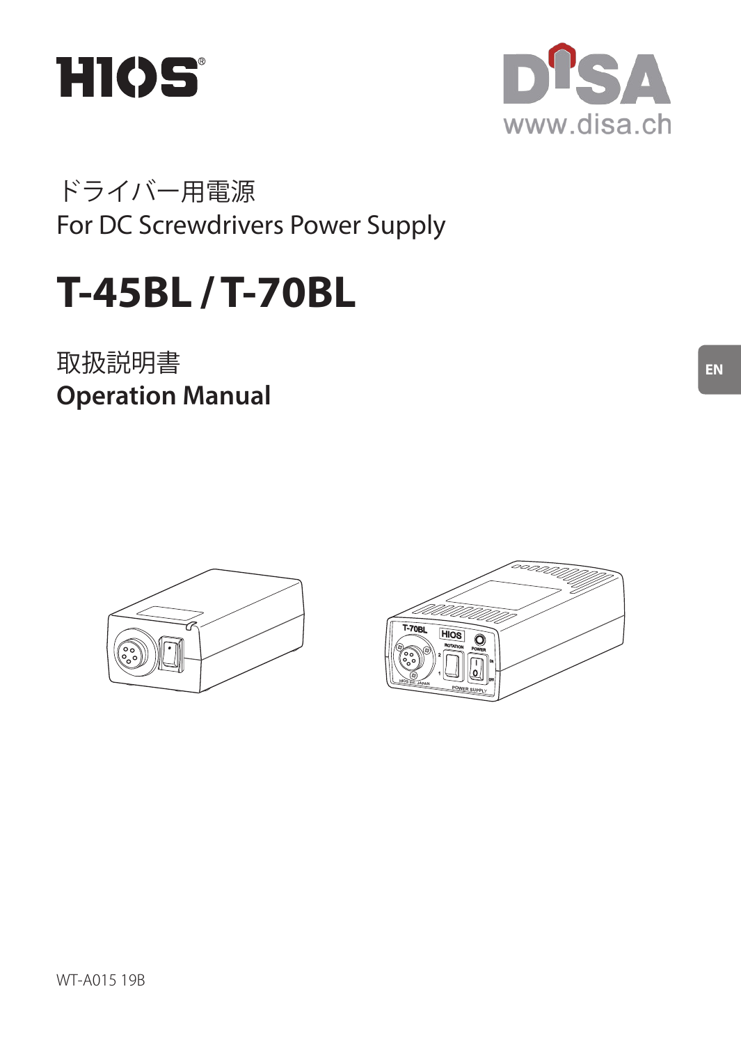HIOS®

DISA
www.disa.ch

ドライバー用電源
For DC Screwdrivers Power Supply

# T-45BL / T-70BL

取扱説明書
**Operation Manual**

EN

WT-A015 19B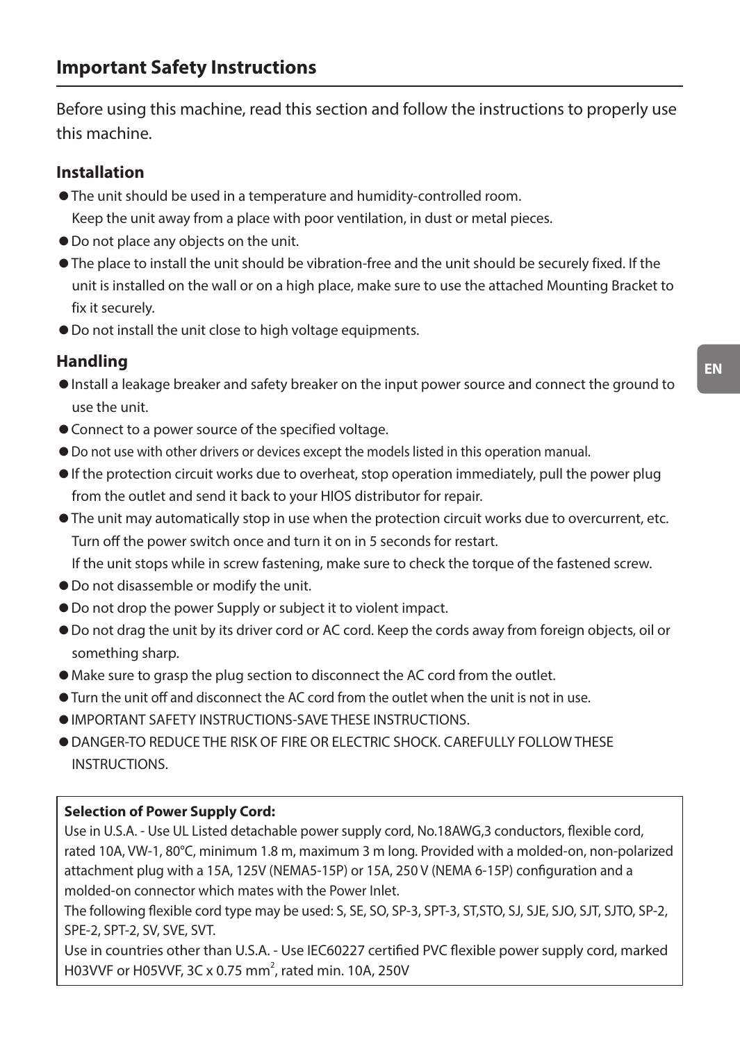## Important Safety Instructions

Before using this machine, read this section and follow the instructions to properly use this machine.

### Installation

- The unit should be used in a temperature and humidity-controlled room.
  Keep the unit away from a place with poor ventilation, in dust or metal pieces.
- Do not place any objects on the unit.
- The place to install the unit should be vibration-free and the unit should be securely fixed. If the unit is installed on the wall or on a high place, make sure to use the attached Mounting Bracket to fix it securely.
- Do not install the unit close to high voltage equipments.

### Handling

- Install a leakage breaker and safety breaker on the input power source and connect the ground to use the unit.
- Connect to a power source of the specified voltage.
- Do not use with other drivers or devices except the models listed in this operation manual.
- If the protection circuit works due to overheat, stop operation immediately, pull the power plug from the outlet and send it back to your HIOS distributor for repair.
- The unit may automatically stop in use when the protection circuit works due to overcurrent, etc. Turn off the power switch once and turn it on in 5 seconds for restart.
  If the unit stops while in screw fastening, make sure to check the torque of the fastened screw.
- Do not disassemble or modify the unit.
- Do not drop the power Supply or subject it to violent impact.
- Do not drag the unit by its driver cord or AC cord. Keep the cords away from foreign objects, oil or something sharp.
- Make sure to grasp the plug section to disconnect the AC cord from the outlet.
- Turn the unit off and disconnect the AC cord from the outlet when the unit is not in use.
- IMPORTANT SAFETY INSTRUCTIONS-SAVE THESE INSTRUCTIONS.
- DANGER-TO REDUCE THE RISK OF FIRE OR ELECTRIC SHOCK. CAREFULLY FOLLOW THESE INSTRUCTIONS.

**Selection of Power Supply Cord:**

Use in U.S.A. - Use UL Listed detachable power supply cord, No.18AWG,3 conductors, flexible cord, rated 10A, VW-1, 80°C, minimum 1.8 m, maximum 3 m long. Provided with a molded-on, non-polarized attachment plug with a 15A, 125V (NEMA5-15P) or 15A, 250 V (NEMA 6-15P) configuration and a molded-on connector which mates with the Power Inlet.

The following flexible cord type may be used: S, SE, SO, SP-3, SPT-3, ST,STO, SJ, SJE, SJO, SJT, SJTO, SP-2, SPE-2, SPT-2, SV, SVE, SVT.

Use in countries other than U.S.A. - Use IEC60227 certified PVC flexible power supply cord, marked H03VVF or H05VVF, 3C x 0.75 mm$^2$, rated min. 10A, 250V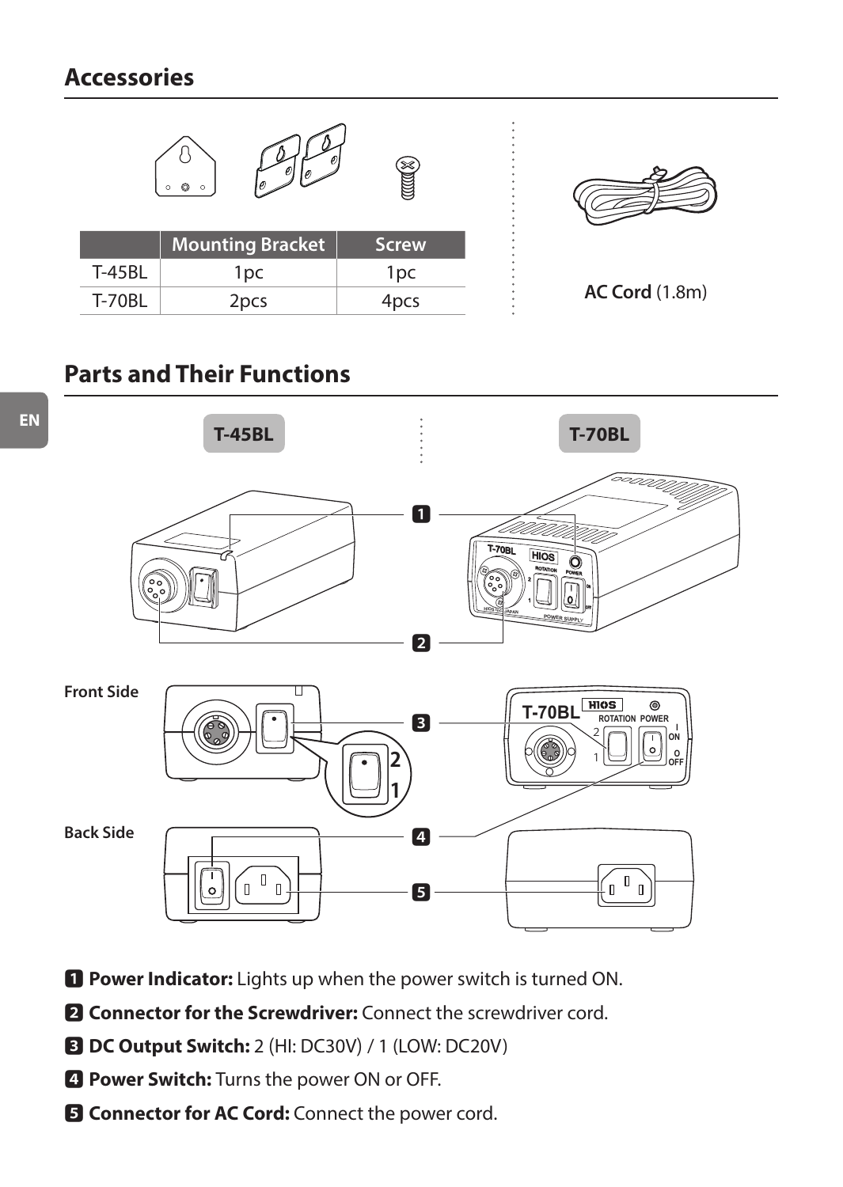## Accessories

|  | Mounting Bracket | Screw |
| --- | --- | --- |
| T-45BL | 1pc | 1pc |
| T-70BL | 2pcs | 4pcs |

**AC Cord** (1.8m)

## Parts and Their Functions

1. **Power Indicator:** Lights up when the power switch is turned ON.
2. **Connector for the Screwdriver:** Connect the screwdriver cord.
3. **DC Output Switch:** 2 (HI: DC30V) / 1 (LOW: DC20V)
4. **Power Switch:** Turns the power ON or OFF.
5. **Connector for AC Cord:** Connect the power cord.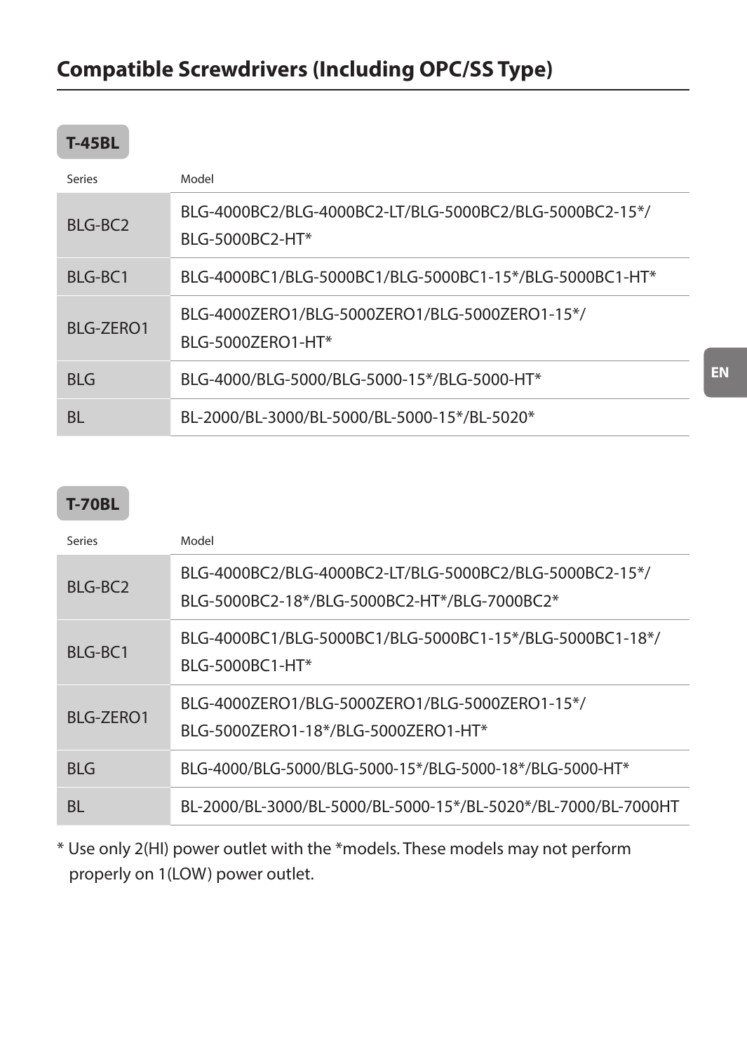## Compatible Screwdrivers (Including OPC/SS Type)

**T-45BL**

| Series | Model |
| --- | --- |
| BLG-BC2 | BLG-4000BC2/BLG-4000BC2-LT/BLG-5000BC2/BLG-5000BC2-15*/ BLG-5000BC2-HT* |
| BLG-BC1 | BLG-4000BC1/BLG-5000BC1/BLG-5000BC1-15*/BLG-5000BC1-HT* |
| BLG-ZERO1 | BLG-4000ZERO1/BLG-5000ZERO1/BLG-5000ZERO1-15*/ BLG-5000ZERO1-HT* |
| BLG | BLG-4000/BLG-5000/BLG-5000-15*/BLG-5000-HT* |
| BL | BL-2000/BL-3000/BL-5000/BL-5000-15*/BL-5020* |

**T-70BL**

| Series | Model |
| --- | --- |
| BLG-BC2 | BLG-4000BC2/BLG-4000BC2-LT/BLG-5000BC2/BLG-5000BC2-15*/ BLG-5000BC2-18*/BLG-5000BC2-HT*/BLG-7000BC2* |
| BLG-BC1 | BLG-4000BC1/BLG-5000BC1/BLG-5000BC1-15*/BLG-5000BC1-18*/ BLG-5000BC1-HT* |
| BLG-ZERO1 | BLG-4000ZERO1/BLG-5000ZERO1/BLG-5000ZERO1-15*/ BLG-5000ZERO1-18*/BLG-5000ZERO1-HT* |
| BLG | BLG-4000/BLG-5000/BLG-5000-15*/BLG-5000-18*/BLG-5000-HT* |
| BL | BL-2000/BL-3000/BL-5000/BL-5000-15*/BL-5020*/BL-7000/BL-7000HT |

* Use only 2(HI) power outlet with the *models. These models may not perform properly on 1(LOW) power outlet.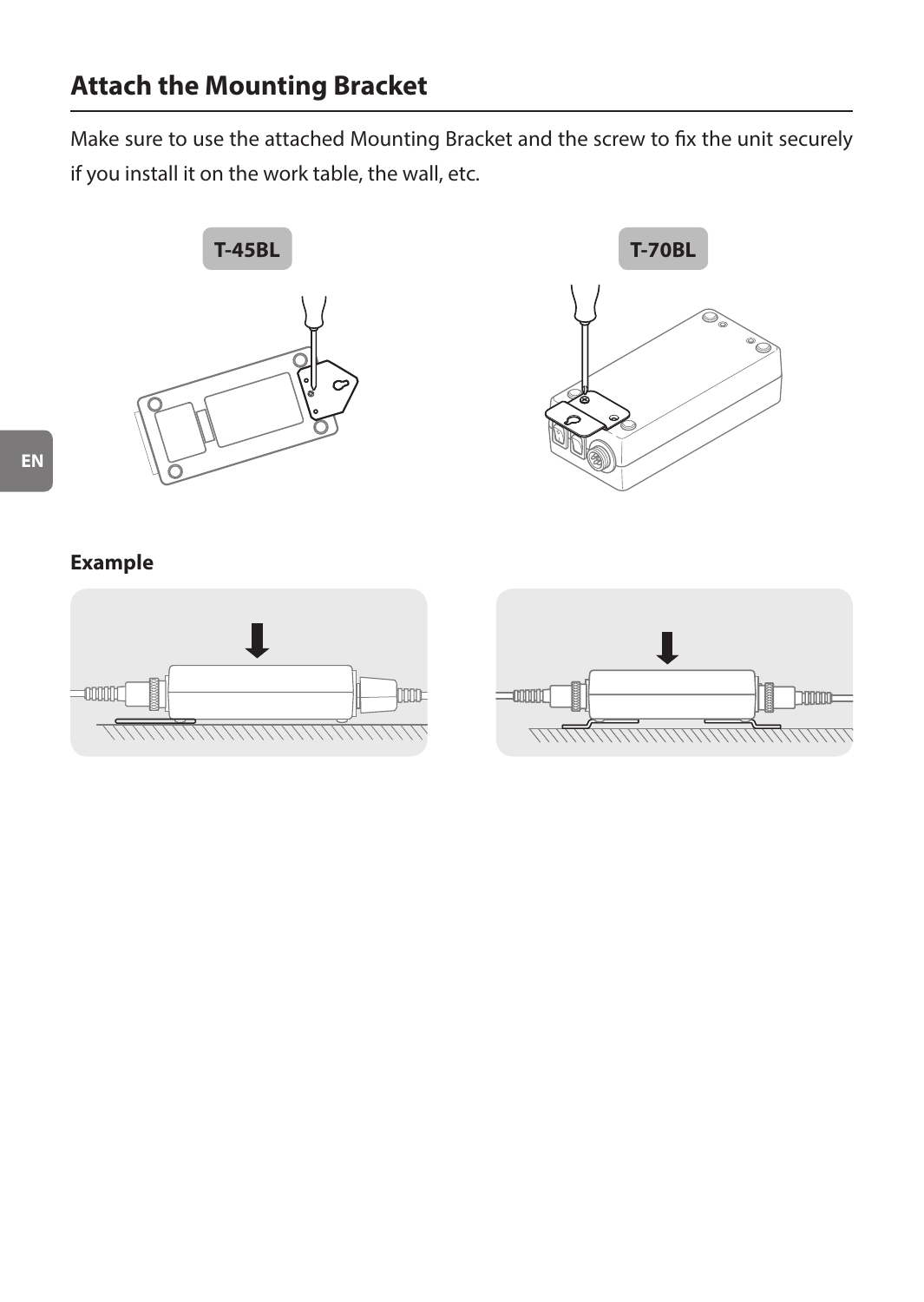## Attach the Mounting Bracket

Make sure to use the attached Mounting Bracket and the screw to fix the unit securely if you install it on the work table, the wall, etc.

T-45BL

T-70BL

**Example**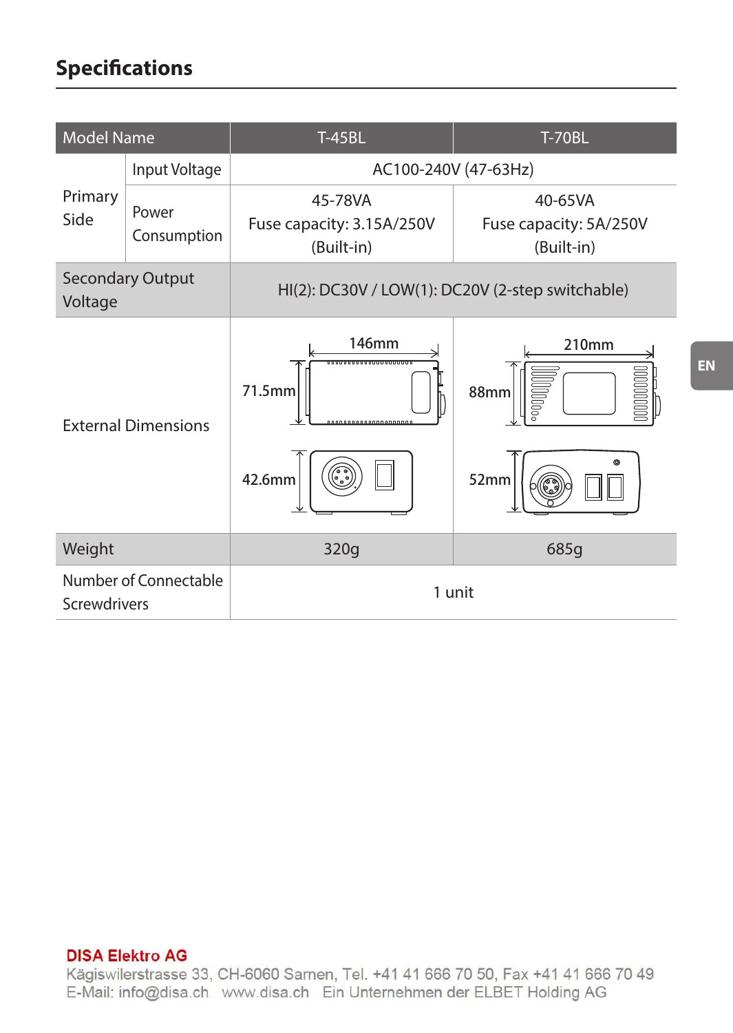## Specifications

| Model Name | | T-45BL | T-70BL |
|---|---|---|---|
| Primary Side | Input Voltage | AC100-240V (47-63Hz) | |
| | Power Consumption | 45-78VA<br>Fuse capacity: 3.15A/250V<br>(Built-in) | 40-65VA<br>Fuse capacity: 5A/250V<br>(Built-in) |
| Secondary Output Voltage | | HI(2): DC30V / LOW(1): DC20V (2-step switchable) | |
| External Dimensions | | 146mm<br>71.5mm<br>42.6mm | 210mm<br>88mm<br>52mm |
| Weight | | 320g | 685g |
| Number of Connectable Screwdrivers | | 1 unit | |

EN

**DISA Elektro AG**
Kägiswilerstrasse 33, CH-6060 Sarnen, Tel. +41 41 666 70 50, Fax +41 41 666 70 49
E-Mail: info@disa.ch www.disa.ch Ein Unternehmen der ELBET Holding AG